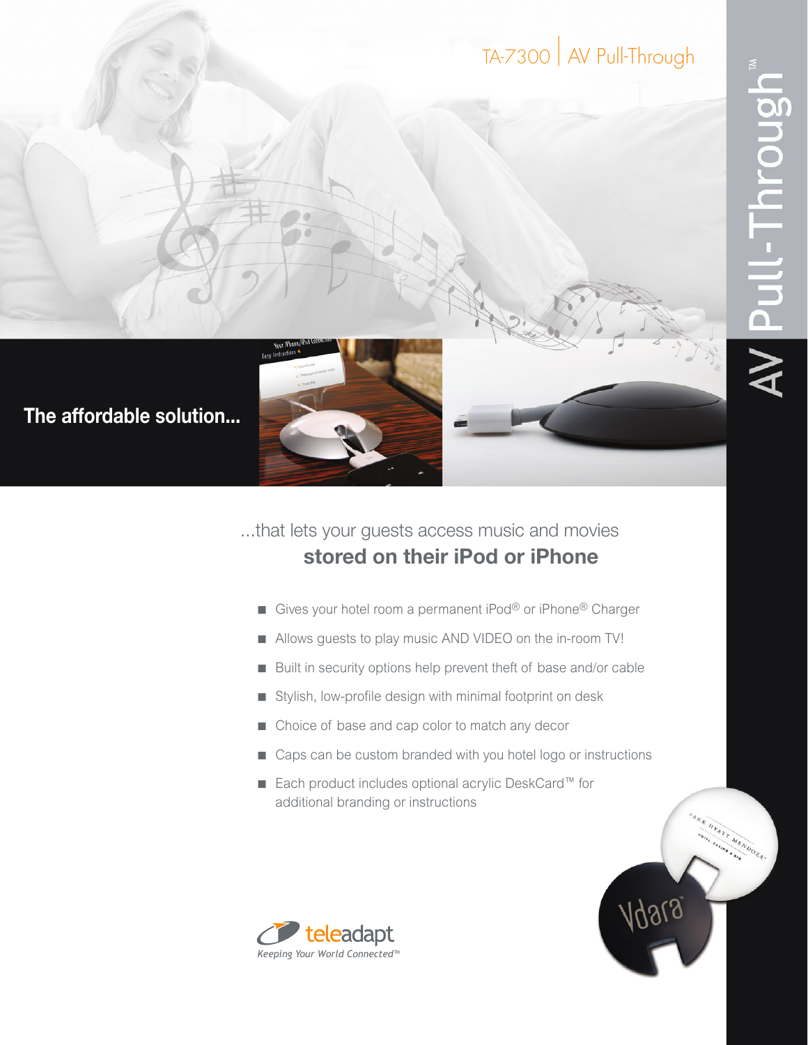# TA-7300 | AV Pull-Through

AV Pull-Through™

**The affordable solution...**

...that lets your guests access music and movies
**stored on their iPod or iPhone**

- Gives your hotel room a permanent iPod® or iPhone® Charger
- Allows guests to play music AND VIDEO on the in-room TV!
- Built in security options help prevent theft of base and/or cable
- Stylish, low-profile design with minimal footprint on desk
- Choice of base and cap color to match any decor
- Caps can be custom branded with you hotel logo or instructions
- Each product includes optional acrylic DeskCard™ for additional branding or instructions

teleadapt
*Keeping Your World Connected™*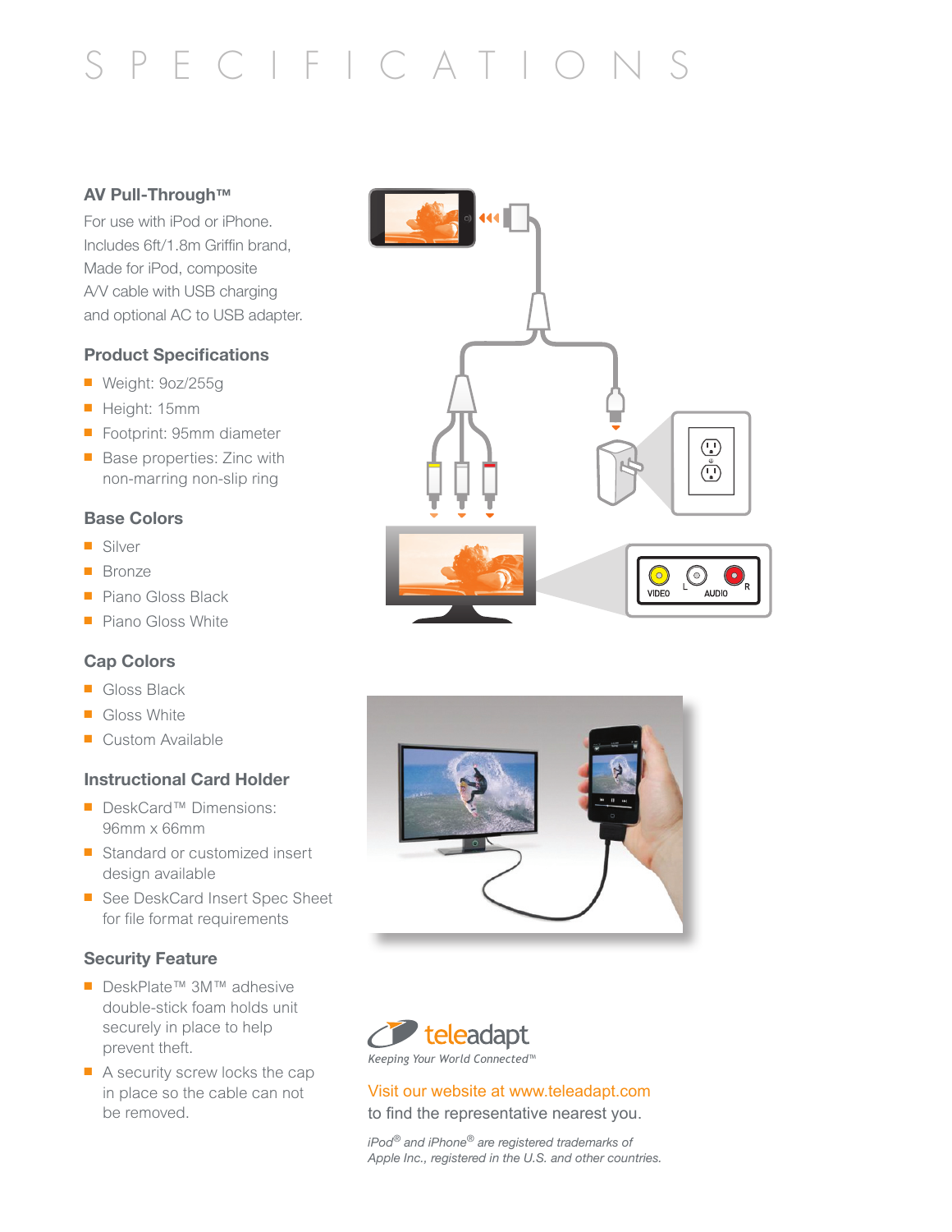# SPECIFICATIONS

### AV Pull-Through™

For use with iPod or iPhone. Includes 6ft/1.8m Griffin brand, Made for iPod, composite A/V cable with USB charging and optional AC to USB adapter.

### Product Specifications

- Weight: 9oz/255g
- Height: 15mm
- Footprint: 95mm diameter
- Base properties: Zinc with non-marring non-slip ring

### Base Colors

- Silver
- Bronze
- Piano Gloss Black
- Piano Gloss White

### Cap Colors

- Gloss Black
- Gloss White
- Custom Available

### Instructional Card Holder

- DeskCard™ Dimensions: 96mm x 66mm
- Standard or customized insert design available
- See DeskCard Insert Spec Sheet for file format requirements

### Security Feature

- DeskPlate™ 3M™ adhesive double-stick foam holds unit securely in place to help prevent theft.
- A security screw locks the cap in place so the cable can not be removed.

VIDEO L AUDIO R

teleadapt
*Keeping Your World Connected™*

Visit our website at www.teleadapt.com to find the representative nearest you.

*iPod® and iPhone® are registered trademarks of Apple Inc., registered in the U.S. and other countries.*